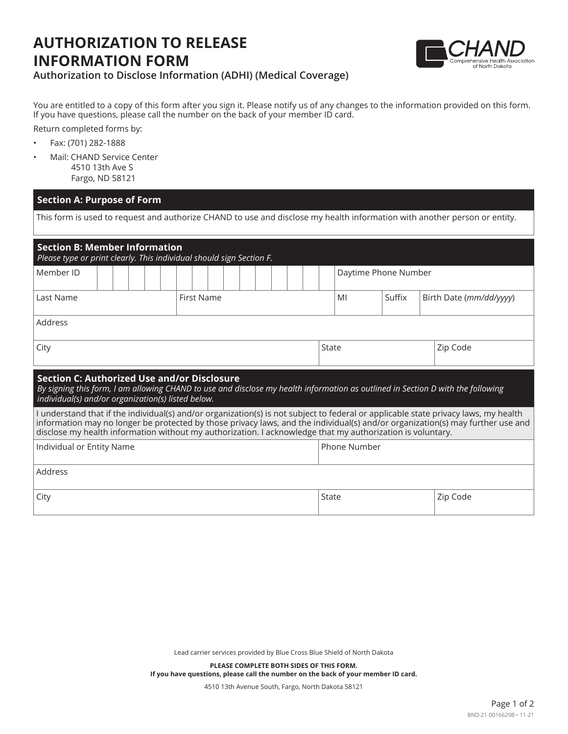# AUTHORIZATION TO RELEASE INFORMATION FORM

**Authorization to Disclose Information (ADHI) (Medical Coverage)**

CHAND
Comprehensive Health Association of North Dakota

You are entitled to a copy of this form after you sign it. Please notify us of any changes to the information provided on this form. If you have questions, please call the number on the back of your member ID card.

Return completed forms by:

- Fax: (701) 282-1888
- Mail: CHAND Service Center
  4510 13th Ave S
  Fargo, ND 58121

## Section A: Purpose of Form

This form is used to request and authorize CHAND to use and disclose my health information with another person or entity.

## Section B: Member Information

*Please type or print clearly. This individual should sign Section F.*

| Member ID | | | | |
|---|---|---|---|---|
| | | | Daytime Phone Number | |
| Last Name | First Name | MI | Suffix | Birth Date (*mm/dd/yyyy*) |
| Address | | | | |
| City | | State | | Zip Code |

## Section C: Authorized Use and/or Disclosure

*By signing this form, I am allowing CHAND to use and disclose my health information as outlined in Section D with the following individual(s) and/or organization(s) listed below.*

I understand that if the individual(s) and/or organization(s) is not subject to federal or applicable state privacy laws, my health information may no longer be protected by those privacy laws, and the individual(s) and/or organization(s) may further use and disclose my health information without my authorization. I acknowledge that my authorization is voluntary.

| Individual or Entity Name | Phone Number | |
|---|---|---|
| Address | | |
| City | State | Zip Code |

Lead carrier services provided by Blue Cross Blue Shield of North Dakota

**PLEASE COMPLETE BOTH SIDES OF THIS FORM.**
**If you have questions, please call the number on the back of your member ID card.**

4510 13th Avenue South, Fargo, North Dakota 58121

BND-21-0016629B • 11-21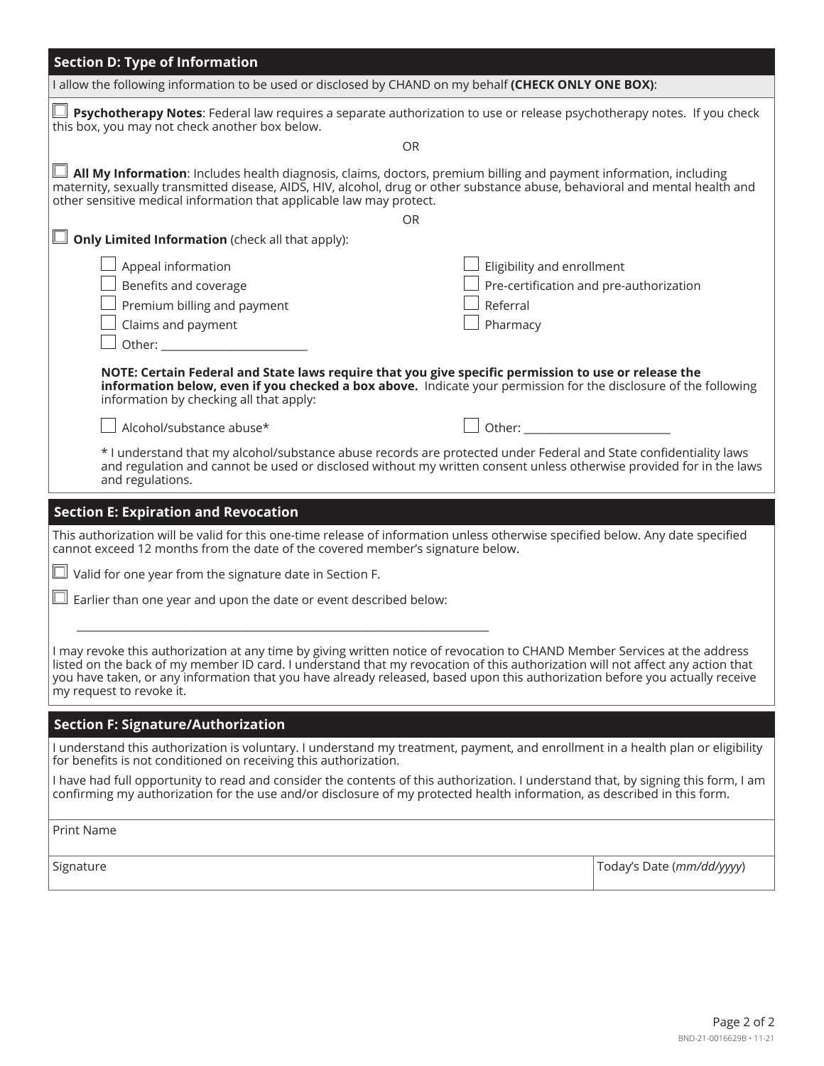## Section D: Type of Information

I allow the following information to be used or disclosed by CHAND on my behalf **(CHECK ONLY ONE BOX)**:

☐ **Psychotherapy Notes**: Federal law requires a separate authorization to use or release psychotherapy notes. If you check this box, you may not check another box below.

OR

☐ **All My Information**: Includes health diagnosis, claims, doctors, premium billing and payment information, including maternity, sexually transmitted disease, AIDS, HIV, alcohol, drug or other substance abuse, behavioral and mental health and other sensitive medical information that applicable law may protect.

OR

☐ **Only Limited Information** (check all that apply):

- ☐ Appeal information
- ☐ Benefits and coverage
- ☐ Premium billing and payment
- ☐ Claims and payment
- ☐ Other: ________________________
- ☐ Eligibility and enrollment
- ☐ Pre-certification and pre-authorization
- ☐ Referral
- ☐ Pharmacy

**NOTE: Certain Federal and State laws require that you give specific permission to use or release the information below, even if you checked a box above.** Indicate your permission for the disclosure of the following information by checking all that apply:

- ☐ Alcohol/substance abuse*
- ☐ Other: ________________________

* I understand that my alcohol/substance abuse records are protected under Federal and State confidentiality laws and regulation and cannot be used or disclosed without my written consent unless otherwise provided for in the laws and regulations.

## Section E: Expiration and Revocation

This authorization will be valid for this one-time release of information unless otherwise specified below. Any date specified cannot exceed 12 months from the date of the covered member's signature below.

☐ Valid for one year from the signature date in Section F.

☐ Earlier than one year and upon the date or event described below:

______________________________________________________________

I may revoke this authorization at any time by giving written notice of revocation to CHAND Member Services at the address listed on the back of my member ID card. I understand that my revocation of this authorization will not affect any action that you have taken, or any information that you have already released, based upon this authorization before you actually receive my request to revoke it.

## Section F: Signature/Authorization

I understand this authorization is voluntary. I understand my treatment, payment, and enrollment in a health plan or eligibility for benefits is not conditioned on receiving this authorization.

I have had full opportunity to read and consider the contents of this authorization. I understand that, by signing this form, I am confirming my authorization for the use and/or disclosure of my protected health information, as described in this form.

| | |
|---|---|
| Print Name | |
| Signature | Today's Date (*mm/dd/yyyy*) |

BND-21-0016629B • 11-21